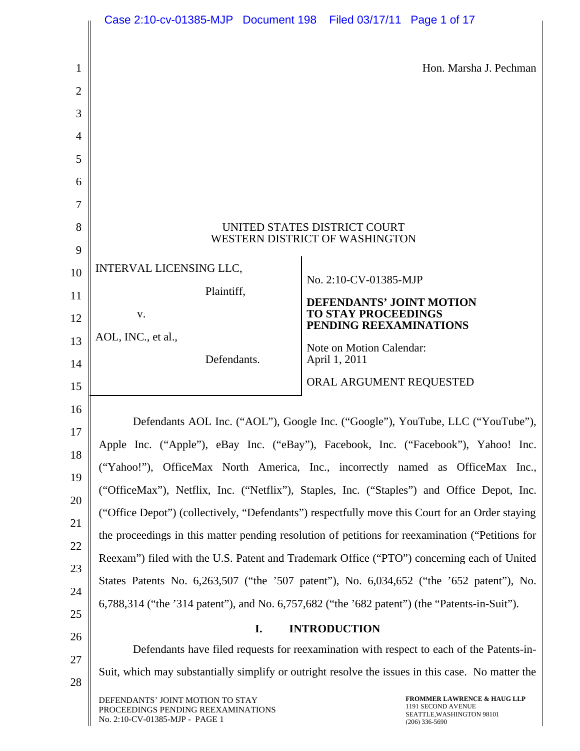Hon. Marsha J. Pechman

UNITED STATES DISTRICT COURT
WESTERN DISTRICT OF WASHINGTON

| | |
|---|---|
| INTERVAL LICENSING LLC,<br><br>Plaintiff,<br><br>v.<br><br>AOL, INC., et al.,<br><br>Defendants. | No. 2:10-CV-01385-MJP<br><br>**DEFENDANTS' JOINT MOTION TO STAY PROCEEDINGS PENDING REEXAMINATIONS**<br><br>Note on Motion Calendar: April 1, 2011<br><br>ORAL ARGUMENT REQUESTED |

Defendants AOL Inc. ("AOL"), Google Inc. ("Google"), YouTube, LLC ("YouTube"), Apple Inc. ("Apple"), eBay Inc. ("eBay"), Facebook, Inc. ("Facebook"), Yahoo! Inc. ("Yahoo!"), OfficeMax North America, Inc., incorrectly named as OfficeMax Inc., ("OfficeMax"), Netflix, Inc. ("Netflix"), Staples, Inc. ("Staples") and Office Depot, Inc. ("Office Depot") (collectively, "Defendants") respectfully move this Court for an Order staying the proceedings in this matter pending resolution of petitions for reexamination ("Petitions for Reexam") filed with the U.S. Patent and Trademark Office ("PTO") concerning each of United States Patents No. 6,263,507 ("the '507 patent"), No. 6,034,652 ("the '652 patent"), No. 6,788,314 ("the '314 patent"), and No. 6,757,682 ("the '682 patent") (the "Patents-in-Suit").

## I. INTRODUCTION

Defendants have filed requests for reexamination with respect to each of the Patents-in-Suit, which may substantially simplify or outright resolve the issues in this case. No matter the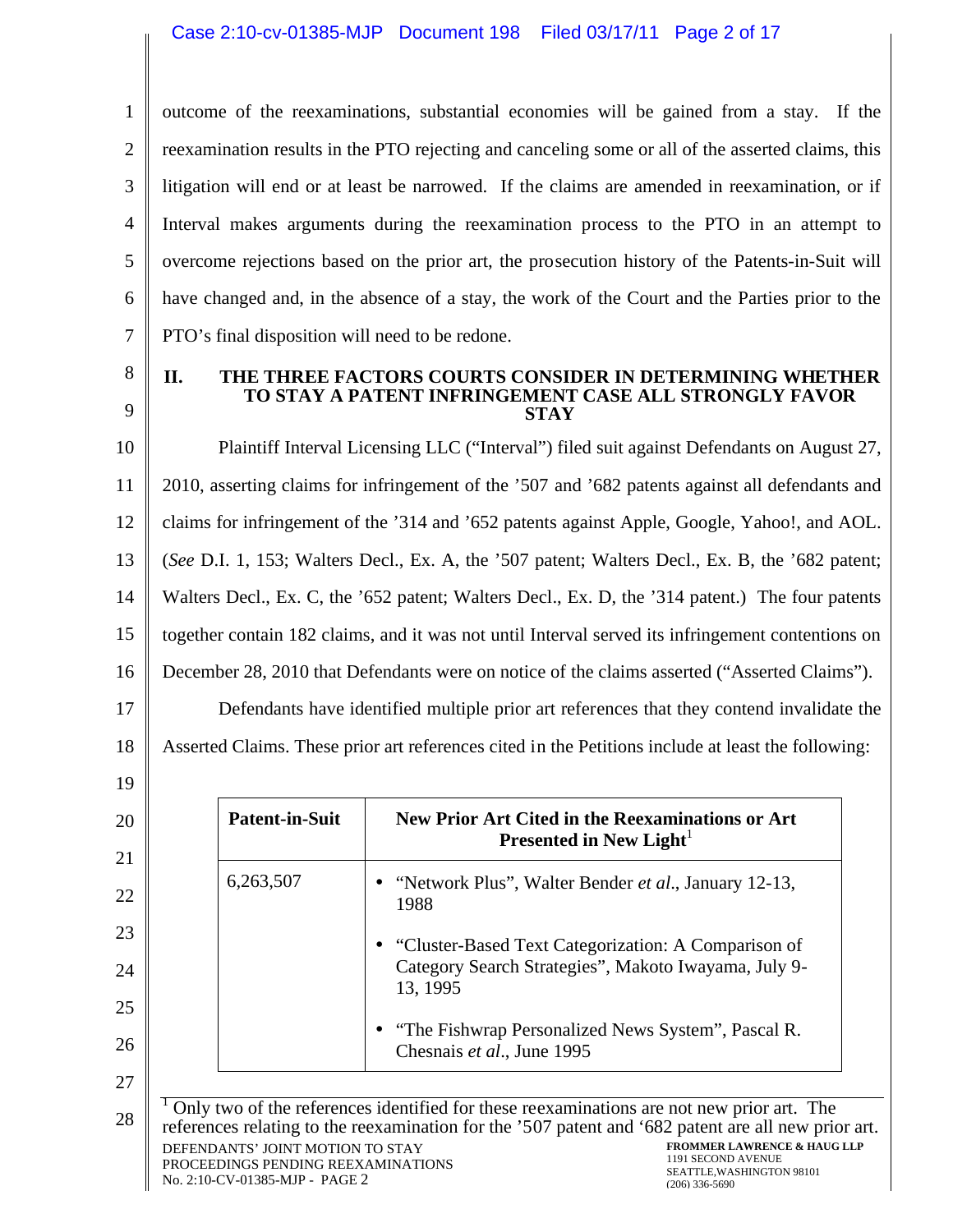outcome of the reexaminations, substantial economies will be gained from a stay. If the reexamination results in the PTO rejecting and canceling some or all of the asserted claims, this litigation will end or at least be narrowed. If the claims are amended in reexamination, or if Interval makes arguments during the reexamination process to the PTO in an attempt to overcome rejections based on the prior art, the prosecution history of the Patents-in-Suit will have changed and, in the absence of a stay, the work of the Court and the Parties prior to the PTO's final disposition will need to be redone.

## II. THE THREE FACTORS COURTS CONSIDER IN DETERMINING WHETHER TO STAY A PATENT INFRINGEMENT CASE ALL STRONGLY FAVOR STAY

Plaintiff Interval Licensing LLC ("Interval") filed suit against Defendants on August 27, 2010, asserting claims for infringement of the '507 and '682 patents against all defendants and claims for infringement of the '314 and '652 patents against Apple, Google, Yahoo!, and AOL. (*See* D.I. 1, 153; Walters Decl., Ex. A, the '507 patent; Walters Decl., Ex. B, the '682 patent; Walters Decl., Ex. C, the '652 patent; Walters Decl., Ex. D, the '314 patent.) The four patents together contain 182 claims, and it was not until Interval served its infringement contentions on December 28, 2010 that Defendants were on notice of the claims asserted ("Asserted Claims").

Defendants have identified multiple prior art references that they contend invalidate the Asserted Claims. These prior art references cited in the Petitions include at least the following:

| **Patent-in-Suit** | **New Prior Art Cited in the Reexaminations or Art Presented in New Light**[1] |
|---|---|
| 6,263,507 | • "Network Plus", Walter Bender *et al*., January 12-13, 1988<br>• "Cluster-Based Text Categorization: A Comparison of Category Search Strategies", Makoto Iwayama, July 9-13, 1995<br>• "The Fishwrap Personalized News System", Pascal R. Chesnais *et al*., June 1995 |

[1] Only two of the references identified for these reexaminations are not new prior art. The references relating to the reexamination for the '507 patent and '682 patent are all new prior art.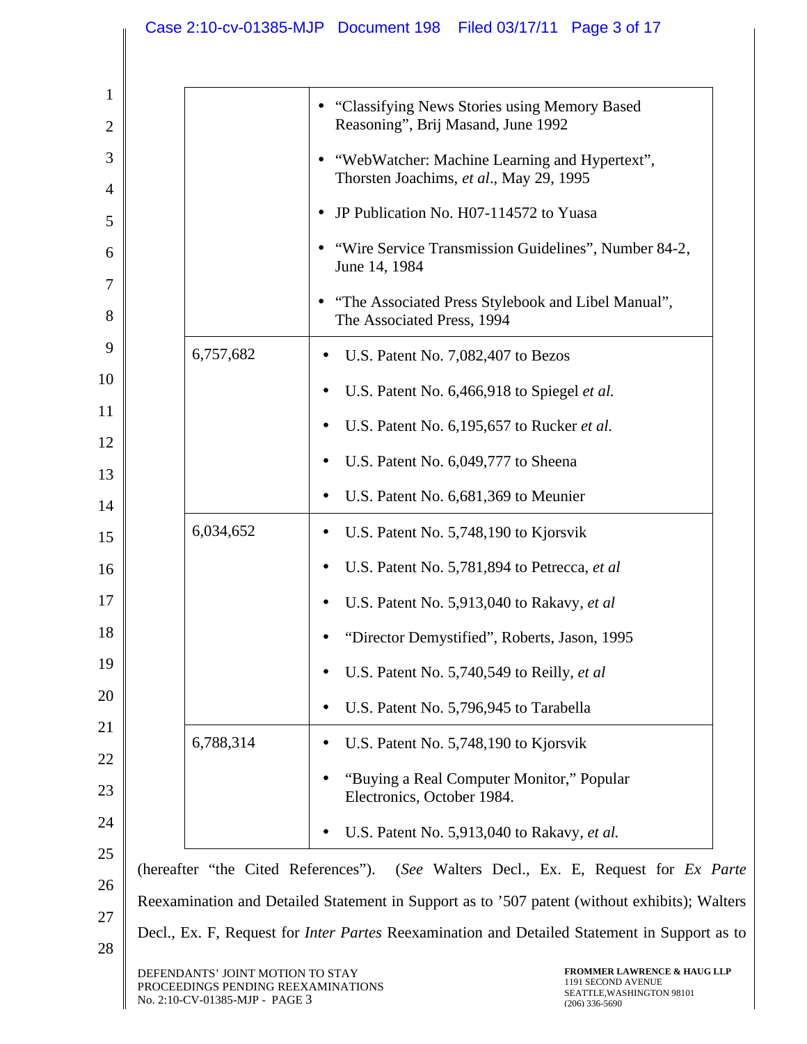| | |
|---|---|
| | • "Classifying News Stories using Memory Based Reasoning", Brij Masand, June 1992<br>• "WebWatcher: Machine Learning and Hypertext", Thorsten Joachims, *et al*., May 29, 1995<br>• JP Publication No. H07-114572 to Yuasa<br>• "Wire Service Transmission Guidelines", Number 84-2, June 14, 1984<br>• "The Associated Press Stylebook and Libel Manual", The Associated Press, 1994 |
| 6,757,682 | • U.S. Patent No. 7,082,407 to Bezos<br>• U.S. Patent No. 6,466,918 to Spiegel *et al.*<br>• U.S. Patent No. 6,195,657 to Rucker *et al.*<br>• U.S. Patent No. 6,049,777 to Sheena<br>• U.S. Patent No. 6,681,369 to Meunier |
| 6,034,652 | • U.S. Patent No. 5,748,190 to Kjorsvik<br>• U.S. Patent No. 5,781,894 to Petrecca, *et al*<br>• U.S. Patent No. 5,913,040 to Rakavy, *et al*<br>• "Director Demystified", Roberts, Jason, 1995<br>• U.S. Patent No. 5,740,549 to Reilly, *et al*<br>• U.S. Patent No. 5,796,945 to Tarabella |
| 6,788,314 | • U.S. Patent No. 5,748,190 to Kjorsvik<br>• "Buying a Real Computer Monitor," Popular Electronics, October 1984.<br>• U.S. Patent No. 5,913,040 to Rakavy, *et al.* |

(hereafter "the Cited References"). (*See* Walters Decl., Ex. E, Request for *Ex Parte* Reexamination and Detailed Statement in Support as to '507 patent (without exhibits); Walters Decl., Ex. F, Request for *Inter Partes* Reexamination and Detailed Statement in Support as to

DEFENDANTS' JOINT MOTION TO STAY PROCEEDINGS PENDING REEXAMINATIONS
No. 2:10-CV-01385-MJP - PAGE 3

**FROMMER LAWRENCE & HAUG LLP**
1191 SECOND AVENUE
SEATTLE,WASHINGTON 98101
(206) 336-5690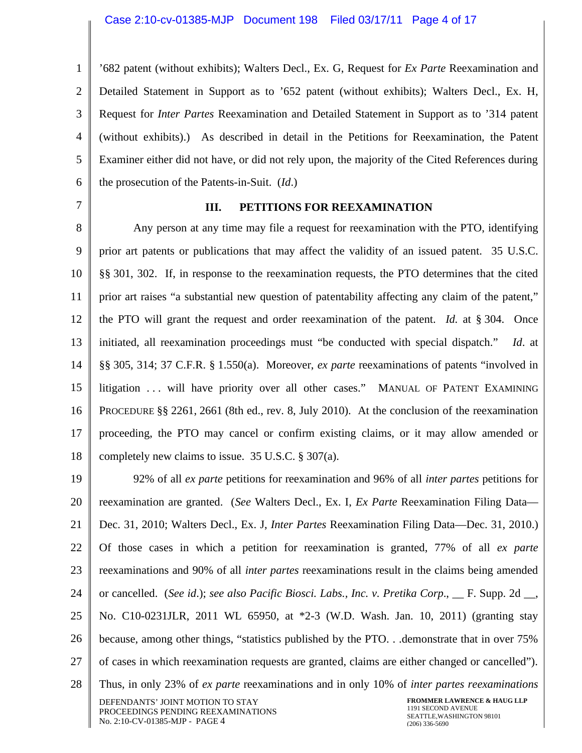’682 patent (without exhibits); Walters Decl., Ex. G, Request for *Ex Parte* Reexamination and Detailed Statement in Support as to ’652 patent (without exhibits); Walters Decl., Ex. H, Request for *Inter Partes* Reexamination and Detailed Statement in Support as to ’314 patent (without exhibits).) As described in detail in the Petitions for Reexamination, the Patent Examiner either did not have, or did not rely upon, the majority of the Cited References during the prosecution of the Patents-in-Suit. (*Id*.)

## III. PETITIONS FOR REEXAMINATION

Any person at any time may file a request for reexamination with the PTO, identifying prior art patents or publications that may affect the validity of an issued patent. 35 U.S.C. §§ 301, 302. If, in response to the reexamination requests, the PTO determines that the cited prior art raises “a substantial new question of patentability affecting any claim of the patent,” the PTO will grant the request and order reexamination of the patent. *Id.* at § 304. Once initiated, all reexamination proceedings must “be conducted with special dispatch.” *Id*. at §§ 305, 314; 37 C.F.R. § 1.550(a). Moreover, *ex parte* reexaminations of patents “involved in litigation . . . will have priority over all other cases.” MANUAL OF PATENT EXAMINING PROCEDURE §§ 2261, 2661 (8th ed., rev. 8, July 2010). At the conclusion of the reexamination proceeding, the PTO may cancel or confirm existing claims, or it may allow amended or completely new claims to issue. 35 U.S.C. § 307(a).

92% of all *ex parte* petitions for reexamination and 96% of all *inter partes* petitions for reexamination are granted. (*See* Walters Decl., Ex. I, *Ex Parte* Reexamination Filing Data—Dec. 31, 2010; Walters Decl., Ex. J, *Inter Partes* Reexamination Filing Data—Dec. 31, 2010.) Of those cases in which a petition for reexamination is granted, 77% of all *ex parte* reexaminations and 90% of all *inter partes* reexaminations result in the claims being amended or cancelled. (*See id*.); *see also Pacific Biosci. Labs., Inc. v. Pretika Corp.*, __ F. Supp. 2d __, No. C10-0231JLR, 2011 WL 65950, at *2-3 (W.D. Wash. Jan. 10, 2011) (granting stay because, among other things, “statistics published by the PTO. . .demonstrate that in over 75% of cases in which reexamination requests are granted, claims are either changed or cancelled”). Thus, in only 23% of *ex parte* reexaminations and in only 10% of *inter partes reexaminations*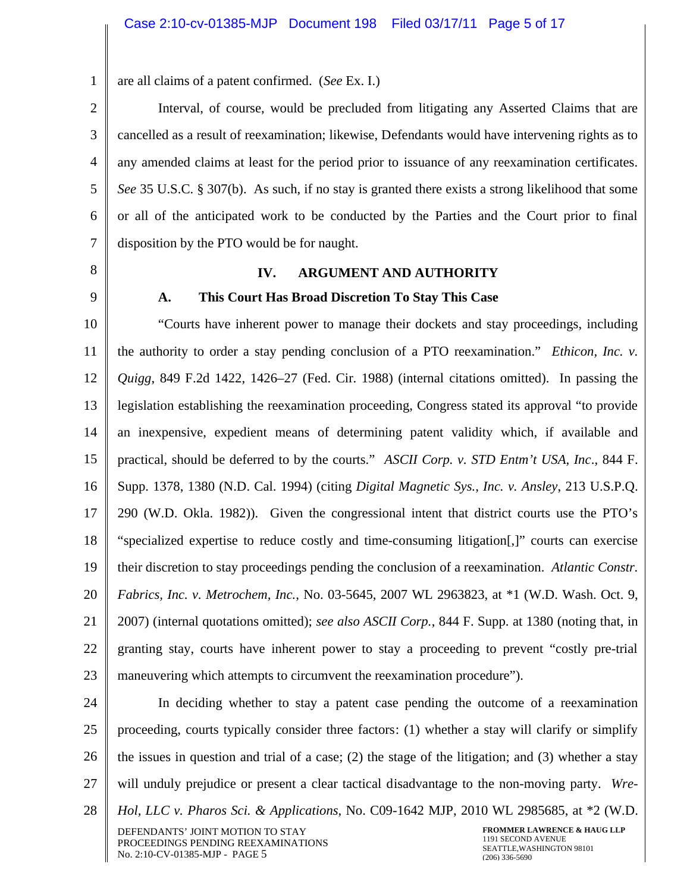are all claims of a patent confirmed. (*See* Ex. I.)

Interval, of course, would be precluded from litigating any Asserted Claims that are cancelled as a result of reexamination; likewise, Defendants would have intervening rights as to any amended claims at least for the period prior to issuance of any reexamination certificates. *See* 35 U.S.C. § 307(b). As such, if no stay is granted there exists a strong likelihood that some or all of the anticipated work to be conducted by the Parties and the Court prior to final disposition by the PTO would be for naught.

## IV. ARGUMENT AND AUTHORITY

### A. This Court Has Broad Discretion To Stay This Case

"Courts have inherent power to manage their dockets and stay proceedings, including the authority to order a stay pending conclusion of a PTO reexamination." *Ethicon, Inc. v. Quigg*, 849 F.2d 1422, 1426–27 (Fed. Cir. 1988) (internal citations omitted). In passing the legislation establishing the reexamination proceeding, Congress stated its approval "to provide an inexpensive, expedient means of determining patent validity which, if available and practical, should be deferred to by the courts." *ASCII Corp. v. STD Entm't USA, Inc*., 844 F. Supp. 1378, 1380 (N.D. Cal. 1994) (citing *Digital Magnetic Sys., Inc. v. Ansley*, 213 U.S.P.Q. 290 (W.D. Okla. 1982)). Given the congressional intent that district courts use the PTO's "specialized expertise to reduce costly and time-consuming litigation[,]" courts can exercise their discretion to stay proceedings pending the conclusion of a reexamination. *Atlantic Constr. Fabrics, Inc. v. Metrochem, Inc.*, No. 03-5645, 2007 WL 2963823, at *1 (W.D. Wash. Oct. 9, 2007) (internal quotations omitted); *see also ASCII Corp.*, 844 F. Supp. at 1380 (noting that, in granting stay, courts have inherent power to stay a proceeding to prevent "costly pre-trial maneuvering which attempts to circumvent the reexamination procedure").

In deciding whether to stay a patent case pending the outcome of a reexamination proceeding, courts typically consider three factors: (1) whether a stay will clarify or simplify the issues in question and trial of a case; (2) the stage of the litigation; and (3) whether a stay will unduly prejudice or present a clear tactical disadvantage to the non-moving party. *Wre-Hol, LLC v. Pharos Sci. & Applications*, No. C09-1642 MJP, 2010 WL 2985685, at *2 (W.D.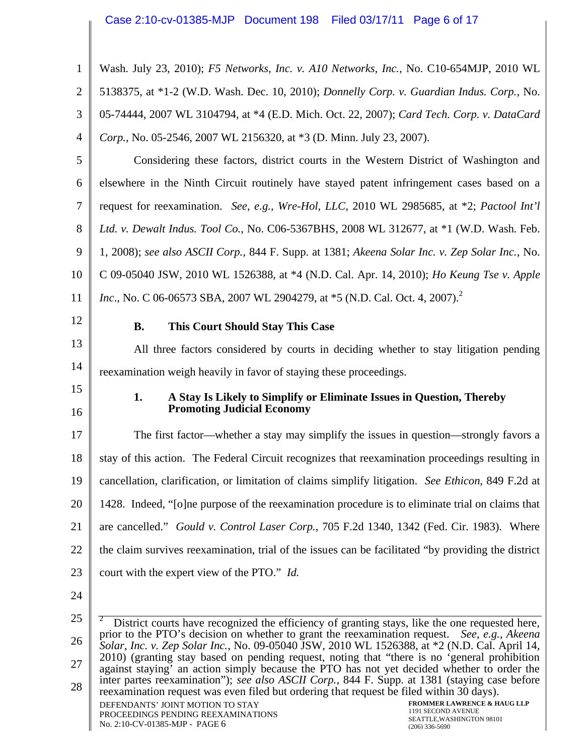Wash. July 23, 2010); *F5 Networks, Inc. v. A10 Networks, Inc.*, No. C10-654MJP, 2010 WL 5138375, at *1-2 (W.D. Wash. Dec. 10, 2010); *Donnelly Corp. v. Guardian Indus. Corp.*, No. 05-74444, 2007 WL 3104794, at *4 (E.D. Mich. Oct. 22, 2007); *Card Tech. Corp. v. DataCard Corp.*, No. 05-2546, 2007 WL 2156320, at *3 (D. Minn. July 23, 2007).

Considering these factors, district courts in the Western District of Washington and elsewhere in the Ninth Circuit routinely have stayed patent infringement cases based on a request for reexamination. *See, e.g., Wre-Hol, LLC*, 2010 WL 2985685, at *2; *Pactool Int'l Ltd. v. Dewalt Indus. Tool Co.*, No. C06-5367BHS, 2008 WL 312677, at *1 (W.D. Wash. Feb. 1, 2008); *see also ASCII Corp.*, 844 F. Supp. at 1381; *Akeena Solar Inc. v. Zep Solar Inc.*, No. C 09-05040 JSW, 2010 WL 1526388, at *4 (N.D. Cal. Apr. 14, 2010); *Ho Keung Tse v. Apple Inc*., No. C 06-06573 SBA, 2007 WL 2904279, at *5 (N.D. Cal. Oct. 4, 2007).[2]

### B. This Court Should Stay This Case

All three factors considered by courts in deciding whether to stay litigation pending reexamination weigh heavily in favor of staying these proceedings.

#### 1. A Stay Is Likely to Simplify or Eliminate Issues in Question, Thereby Promoting Judicial Economy

The first factor—whether a stay may simplify the issues in question—strongly favors a stay of this action. The Federal Circuit recognizes that reexamination proceedings resulting in cancellation, clarification, or limitation of claims simplify litigation. *See Ethicon*, 849 F.2d at 1428. Indeed, "[o]ne purpose of the reexamination procedure is to eliminate trial on claims that are cancelled." *Gould v. Control Laser Corp.*, 705 F.2d 1340, 1342 (Fed. Cir. 1983). Where the claim survives reexamination, trial of the issues can be facilitated "by providing the district court with the expert view of the PTO." *Id.*

---

[2] District courts have recognized the efficiency of granting stays, like the one requested here, prior to the PTO's decision on whether to grant the reexamination request. *See, e.g., Akeena Solar, Inc. v. Zep Solar Inc.*, No. 09-05040 JSW, 2010 WL 1526388, at *2 (N.D. Cal. April 14, 2010) (granting stay based on pending request, noting that "there is no 'general prohibition against staying' an action simply because the PTO has not yet decided whether to order the inter partes reexamination"); *see also ASCII Corp.*, 844 F. Supp. at 1381 (staying case before reexamination request was even filed but ordering that request be filed within 30 days).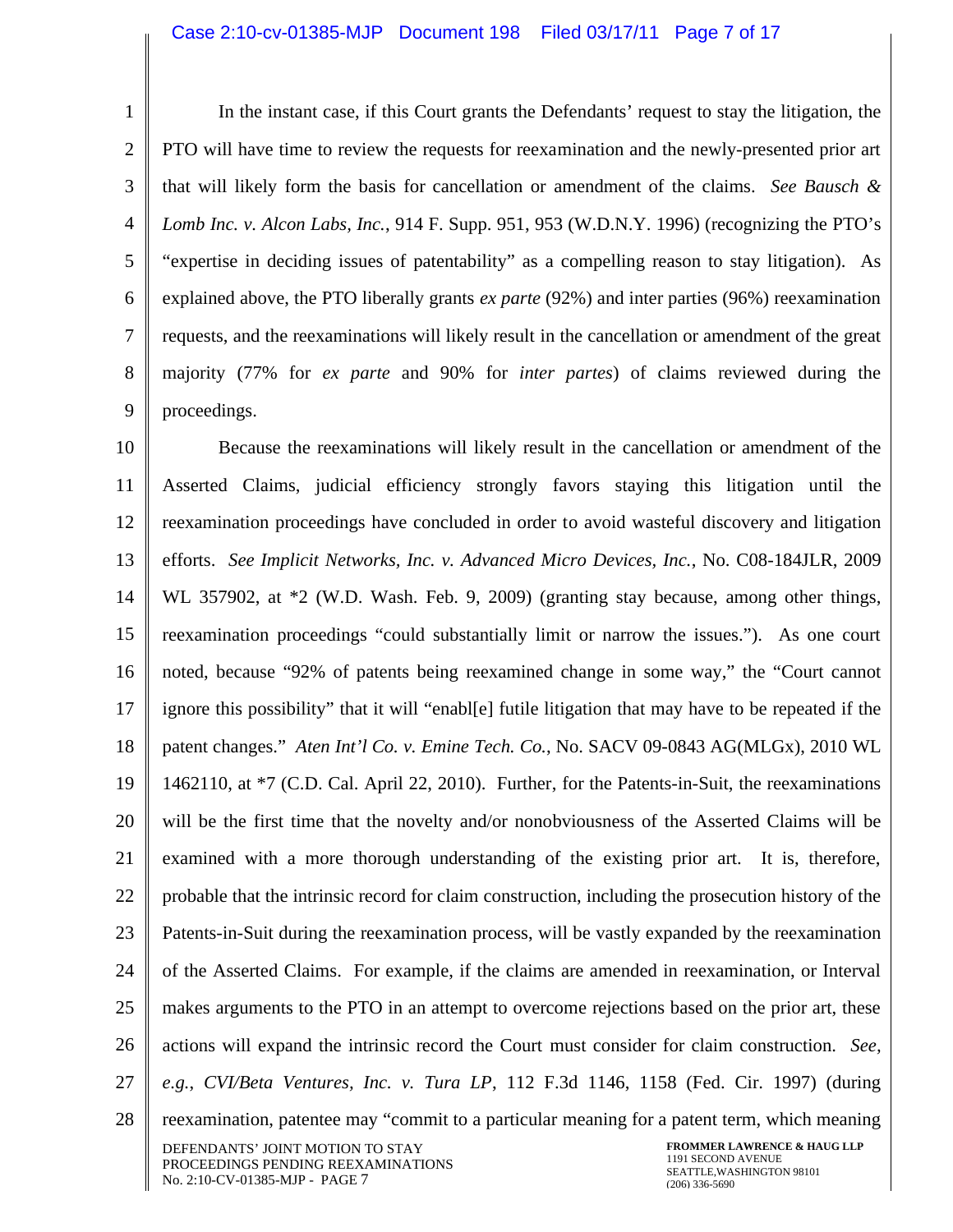In the instant case, if this Court grants the Defendants' request to stay the litigation, the PTO will have time to review the requests for reexamination and the newly-presented prior art that will likely form the basis for cancellation or amendment of the claims. *See Bausch & Lomb Inc. v. Alcon Labs, Inc.*, 914 F. Supp. 951, 953 (W.D.N.Y. 1996) (recognizing the PTO's "expertise in deciding issues of patentability" as a compelling reason to stay litigation). As explained above, the PTO liberally grants *ex parte* (92%) and inter parties (96%) reexamination requests, and the reexaminations will likely result in the cancellation or amendment of the great majority (77% for *ex parte* and 90% for *inter partes*) of claims reviewed during the proceedings.

Because the reexaminations will likely result in the cancellation or amendment of the Asserted Claims, judicial efficiency strongly favors staying this litigation until the reexamination proceedings have concluded in order to avoid wasteful discovery and litigation efforts. *See Implicit Networks, Inc. v. Advanced Micro Devices, Inc.*, No. C08-184JLR, 2009 WL 357902, at *2 (W.D. Wash. Feb. 9, 2009) (granting stay because, among other things, reexamination proceedings "could substantially limit or narrow the issues."). As one court noted, because "92% of patents being reexamined change in some way," the "Court cannot ignore this possibility" that it will "enabl[e] futile litigation that may have to be repeated if the patent changes." *Aten Int'l Co. v. Emine Tech. Co.*, No. SACV 09-0843 AG(MLGx), 2010 WL 1462110, at *7 (C.D. Cal. April 22, 2010). Further, for the Patents-in-Suit, the reexaminations will be the first time that the novelty and/or nonobviousness of the Asserted Claims will be examined with a more thorough understanding of the existing prior art. It is, therefore, probable that the intrinsic record for claim construction, including the prosecution history of the Patents-in-Suit during the reexamination process, will be vastly expanded by the reexamination of the Asserted Claims. For example, if the claims are amended in reexamination, or Interval makes arguments to the PTO in an attempt to overcome rejections based on the prior art, these actions will expand the intrinsic record the Court must consider for claim construction. *See, e.g.*, *CVI/Beta Ventures, Inc. v. Tura LP*, 112 F.3d 1146, 1158 (Fed. Cir. 1997) (during reexamination, patentee may "commit to a particular meaning for a patent term, which meaning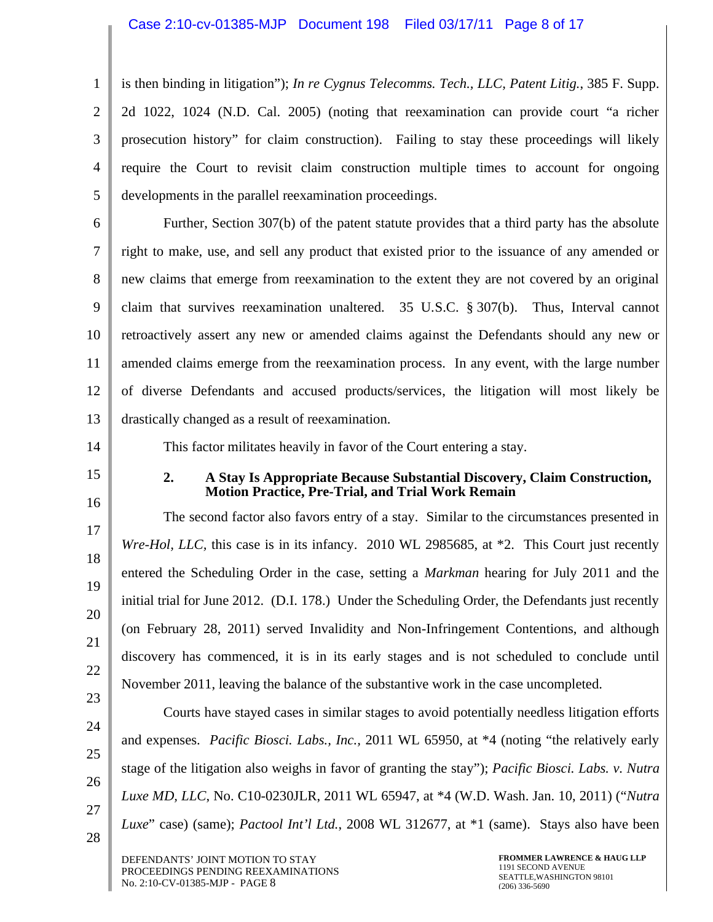is then binding in litigation"); *In re Cygnus Telecomms. Tech., LLC, Patent Litig.*, 385 F. Supp. 2d 1022, 1024 (N.D. Cal. 2005) (noting that reexamination can provide court "a richer prosecution history" for claim construction). Failing to stay these proceedings will likely require the Court to revisit claim construction multiple times to account for ongoing developments in the parallel reexamination proceedings.

Further, Section 307(b) of the patent statute provides that a third party has the absolute right to make, use, and sell any product that existed prior to the issuance of any amended or new claims that emerge from reexamination to the extent they are not covered by an original claim that survives reexamination unaltered. 35 U.S.C. § 307(b). Thus, Interval cannot retroactively assert any new or amended claims against the Defendants should any new or amended claims emerge from the reexamination process. In any event, with the large number of diverse Defendants and accused products/services, the litigation will most likely be drastically changed as a result of reexamination.

This factor militates heavily in favor of the Court entering a stay.

### 2. A Stay Is Appropriate Because Substantial Discovery, Claim Construction, Motion Practice, Pre-Trial, and Trial Work Remain

The second factor also favors entry of a stay. Similar to the circumstances presented in *Wre-Hol, LLC*, this case is in its infancy. 2010 WL 2985685, at *2. This Court just recently entered the Scheduling Order in the case, setting a *Markman* hearing for July 2011 and the initial trial for June 2012. (D.I. 178.) Under the Scheduling Order, the Defendants just recently (on February 28, 2011) served Invalidity and Non-Infringement Contentions, and although discovery has commenced, it is in its early stages and is not scheduled to conclude until November 2011, leaving the balance of the substantive work in the case uncompleted.

Courts have stayed cases in similar stages to avoid potentially needless litigation efforts and expenses. *Pacific Biosci. Labs., Inc.*, 2011 WL 65950, at *4 (noting "the relatively early stage of the litigation also weighs in favor of granting the stay"); *Pacific Biosci. Labs. v. Nutra Luxe MD, LLC*, No. C10-0230JLR, 2011 WL 65947, at *4 (W.D. Wash. Jan. 10, 2011) ("*Nutra Luxe*" case) (same); *Pactool Int'l Ltd.*, 2008 WL 312677, at *1 (same). Stays also have been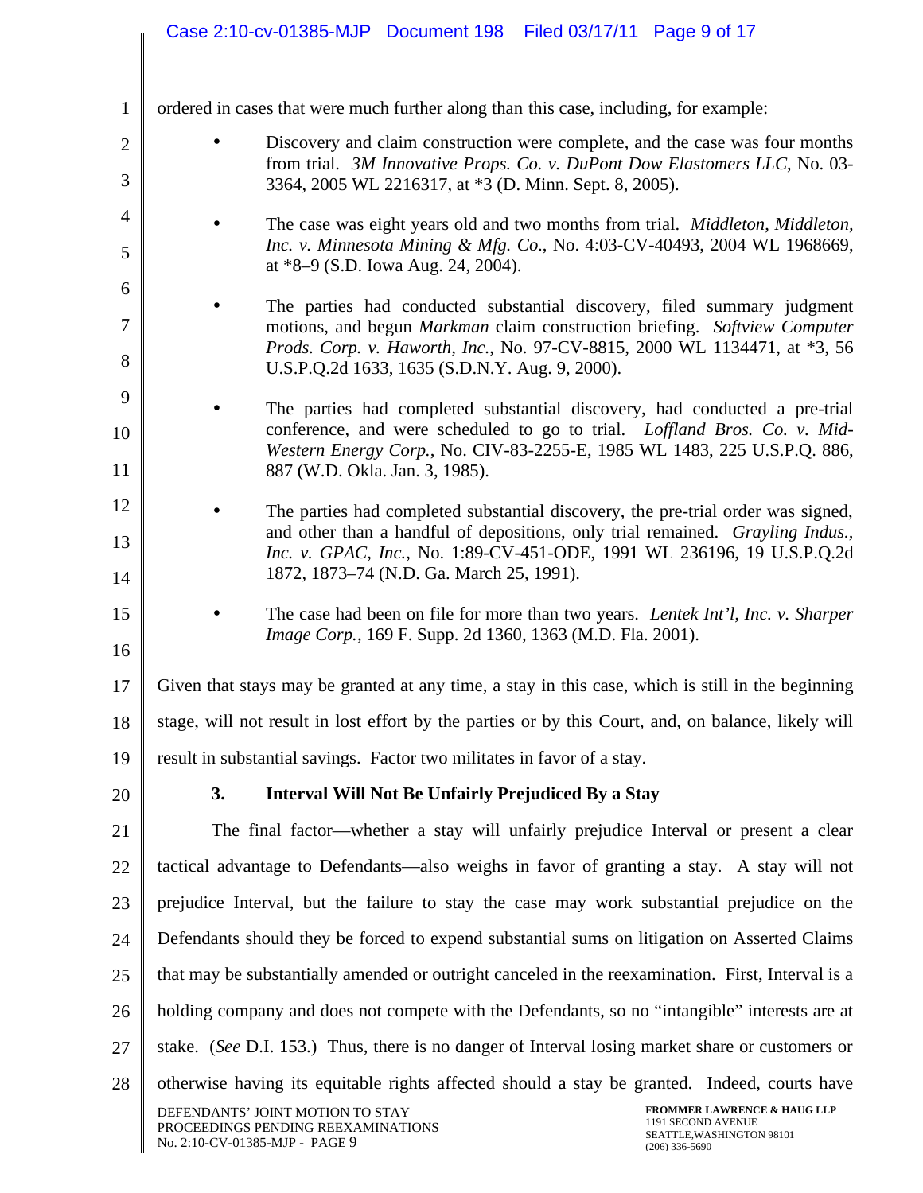ordered in cases that were much further along than this case, including, for example:

- Discovery and claim construction were complete, and the case was four months from trial. *3M Innovative Props. Co. v. DuPont Dow Elastomers LLC*, No. 03-3364, 2005 WL 2216317, at *3 (D. Minn. Sept. 8, 2005).
- The case was eight years old and two months from trial. *Middleton, Middleton, Inc. v. Minnesota Mining & Mfg. Co.*, No. 4:03-CV-40493, 2004 WL 1968669, at *8–9 (S.D. Iowa Aug. 24, 2004).
- The parties had conducted substantial discovery, filed summary judgment motions, and begun *Markman* claim construction briefing. *Softview Computer Prods. Corp. v. Haworth, Inc.*, No. 97-CV-8815, 2000 WL 1134471, at *3, 56 U.S.P.Q.2d 1633, 1635 (S.D.N.Y. Aug. 9, 2000).
- The parties had completed substantial discovery, had conducted a pre-trial conference, and were scheduled to go to trial. *Loffland Bros. Co. v. Mid-Western Energy Corp.*, No. CIV-83-2255-E, 1985 WL 1483, 225 U.S.P.Q. 886, 887 (W.D. Okla. Jan. 3, 1985).
- The parties had completed substantial discovery, the pre-trial order was signed, and other than a handful of depositions, only trial remained. *Grayling Indus., Inc. v. GPAC, Inc.*, No. 1:89-CV-451-ODE, 1991 WL 236196, 19 U.S.P.Q.2d 1872, 1873–74 (N.D. Ga. March 25, 1991).
- The case had been on file for more than two years. *Lentek Int'l, Inc. v. Sharper Image Corp.*, 169 F. Supp. 2d 1360, 1363 (M.D. Fla. 2001).

Given that stays may be granted at any time, a stay in this case, which is still in the beginning stage, will not result in lost effort by the parties or by this Court, and, on balance, likely will result in substantial savings. Factor two militates in favor of a stay.

### 3. Interval Will Not Be Unfairly Prejudiced By a Stay

The final factor—whether a stay will unfairly prejudice Interval or present a clear tactical advantage to Defendants—also weighs in favor of granting a stay. A stay will not prejudice Interval, but the failure to stay the case may work substantial prejudice on the Defendants should they be forced to expend substantial sums on litigation on Asserted Claims that may be substantially amended or outright canceled in the reexamination. First, Interval is a holding company and does not compete with the Defendants, so no "intangible" interests are at stake. (*See* D.I. 153.) Thus, there is no danger of Interval losing market share or customers or otherwise having its equitable rights affected should a stay be granted. Indeed, courts have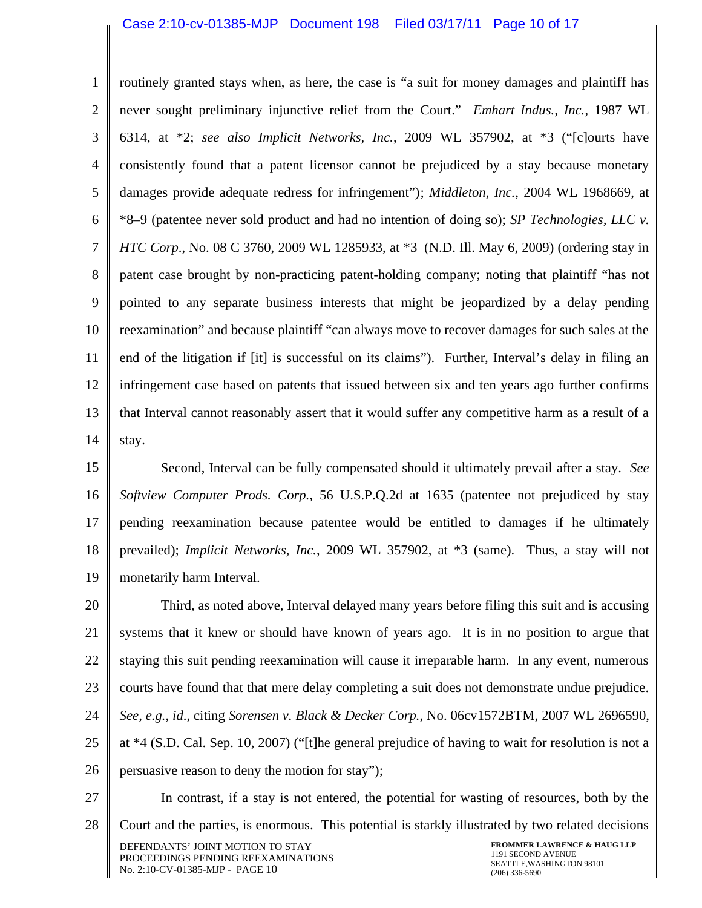routinely granted stays when, as here, the case is "a suit for money damages and plaintiff has never sought preliminary injunctive relief from the Court." *Emhart Indus., Inc.*, 1987 WL 6314, at *2; *see also Implicit Networks, Inc.*, 2009 WL 357902, at *3 ("[c]ourts have consistently found that a patent licensor cannot be prejudiced by a stay because monetary damages provide adequate redress for infringement"); *Middleton, Inc.*, 2004 WL 1968669, at *8–9 (patentee never sold product and had no intention of doing so); *SP Technologies, LLC v. HTC Corp.*, No. 08 C 3760, 2009 WL 1285933, at *3 (N.D. Ill. May 6, 2009) (ordering stay in patent case brought by non-practicing patent-holding company; noting that plaintiff "has not pointed to any separate business interests that might be jeopardized by a delay pending reexamination" and because plaintiff "can always move to recover damages for such sales at the end of the litigation if [it] is successful on its claims"). Further, Interval's delay in filing an infringement case based on patents that issued between six and ten years ago further confirms that Interval cannot reasonably assert that it would suffer any competitive harm as a result of a stay.

Second, Interval can be fully compensated should it ultimately prevail after a stay. *See Softview Computer Prods. Corp.*, 56 U.S.P.Q.2d at 1635 (patentee not prejudiced by stay pending reexamination because patentee would be entitled to damages if he ultimately prevailed); *Implicit Networks, Inc.*, 2009 WL 357902, at *3 (same). Thus, a stay will not monetarily harm Interval.

Third, as noted above, Interval delayed many years before filing this suit and is accusing systems that it knew or should have known of years ago. It is in no position to argue that staying this suit pending reexamination will cause it irreparable harm. In any event, numerous courts have found that that mere delay completing a suit does not demonstrate undue prejudice. *See, e.g.*, *id*., citing *Sorensen v. Black & Decker Corp.*, No. 06cv1572BTM, 2007 WL 2696590, at *4 (S.D. Cal. Sep. 10, 2007) ("[t]he general prejudice of having to wait for resolution is not a persuasive reason to deny the motion for stay");

In contrast, if a stay is not entered, the potential for wasting of resources, both by the Court and the parties, is enormous. This potential is starkly illustrated by two related decisions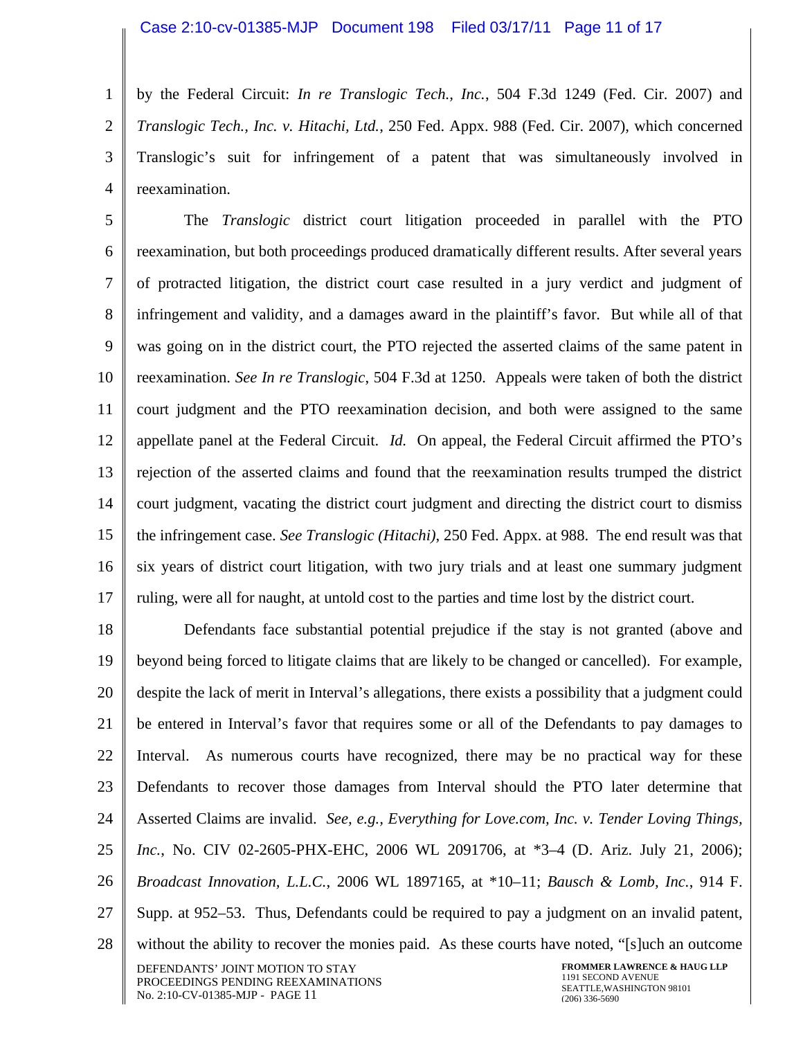by the Federal Circuit: *In re Translogic Tech., Inc.*, 504 F.3d 1249 (Fed. Cir. 2007) and *Translogic Tech., Inc. v. Hitachi, Ltd.*, 250 Fed. Appx. 988 (Fed. Cir. 2007), which concerned Translogic's suit for infringement of a patent that was simultaneously involved in reexamination.

The *Translogic* district court litigation proceeded in parallel with the PTO reexamination, but both proceedings produced dramatically different results. After several years of protracted litigation, the district court case resulted in a jury verdict and judgment of infringement and validity, and a damages award in the plaintiff's favor. But while all of that was going on in the district court, the PTO rejected the asserted claims of the same patent in reexamination. *See In re Translogic*, 504 F.3d at 1250. Appeals were taken of both the district court judgment and the PTO reexamination decision, and both were assigned to the same appellate panel at the Federal Circuit. *Id.* On appeal, the Federal Circuit affirmed the PTO's rejection of the asserted claims and found that the reexamination results trumped the district court judgment, vacating the district court judgment and directing the district court to dismiss the infringement case. *See Translogic (Hitachi)*, 250 Fed. Appx. at 988. The end result was that six years of district court litigation, with two jury trials and at least one summary judgment ruling, were all for naught, at untold cost to the parties and time lost by the district court.

Defendants face substantial potential prejudice if the stay is not granted (above and beyond being forced to litigate claims that are likely to be changed or cancelled). For example, despite the lack of merit in Interval's allegations, there exists a possibility that a judgment could be entered in Interval's favor that requires some or all of the Defendants to pay damages to Interval. As numerous courts have recognized, there may be no practical way for these Defendants to recover those damages from Interval should the PTO later determine that Asserted Claims are invalid. *See, e.g., Everything for Love.com, Inc. v. Tender Loving Things, Inc.*, No. CIV 02-2605-PHX-EHC, 2006 WL 2091706, at *3–4 (D. Ariz. July 21, 2006); *Broadcast Innovation, L.L.C.*, 2006 WL 1897165, at *10–11; *Bausch & Lomb, Inc.*, 914 F. Supp. at 952–53. Thus, Defendants could be required to pay a judgment on an invalid patent, without the ability to recover the monies paid. As these courts have noted, "[s]uch an outcome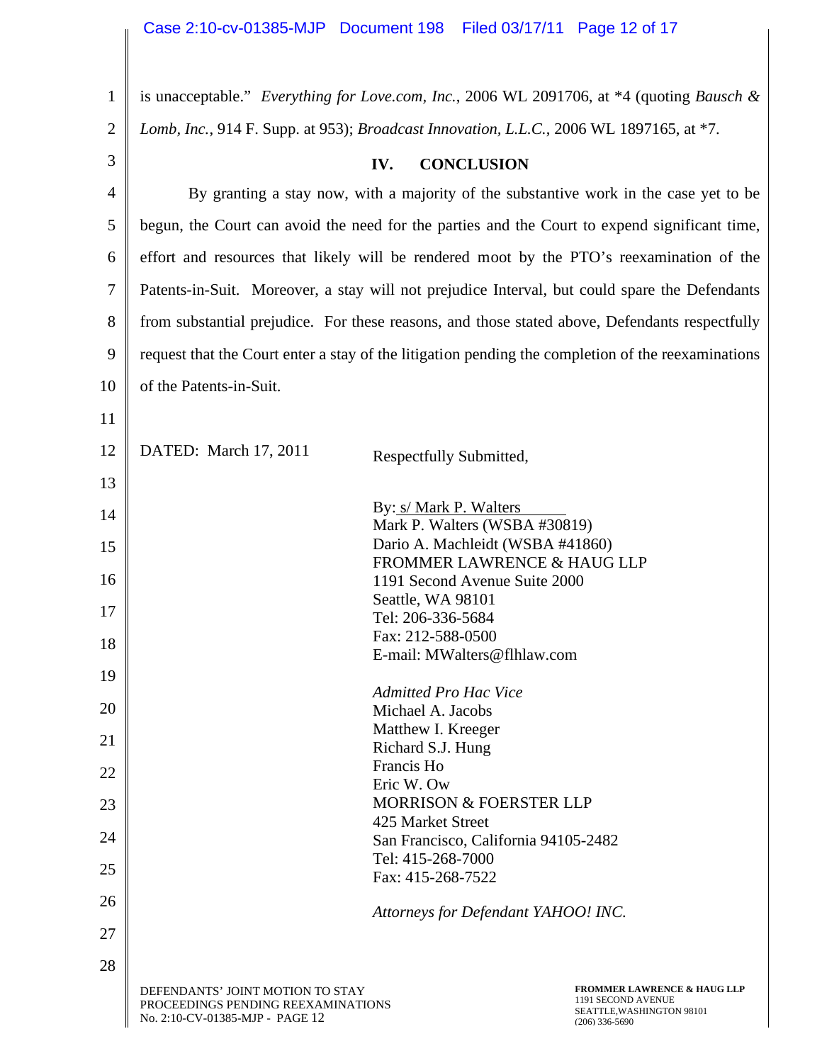is unacceptable." *Everything for Love.com, Inc.*, 2006 WL 2091706, at *4 (quoting *Bausch & Lomb, Inc.*, 914 F. Supp. at 953); *Broadcast Innovation, L.L.C.*, 2006 WL 1897165, at *7.

## IV. CONCLUSION

By granting a stay now, with a majority of the substantive work in the case yet to be begun, the Court can avoid the need for the parties and the Court to expend significant time, effort and resources that likely will be rendered moot by the PTO's reexamination of the Patents-in-Suit. Moreover, a stay will not prejudice Interval, but could spare the Defendants from substantial prejudice. For these reasons, and those stated above, Defendants respectfully request that the Court enter a stay of the litigation pending the completion of the reexaminations of the Patents-in-Suit.

DATED: March 17, 2011

Respectfully Submitted,

By: s/ Mark P. Walters
Mark P. Walters (WSBA #30819)
Dario A. Machleidt (WSBA #41860)
FROMMER LAWRENCE & HAUG LLP
1191 Second Avenue Suite 2000
Seattle, WA 98101
Tel: 206-336-5684
Fax: 212-588-0500
E-mail: MWalters@flhlaw.com

*Admitted Pro Hac Vice*
Michael A. Jacobs
Matthew I. Kreeger
Richard S.J. Hung
Francis Ho
Eric W. Ow
MORRISON & FOERSTER LLP
425 Market Street
San Francisco, California 94105-2482
Tel: 415-268-7000
Fax: 415-268-7522

*Attorneys for Defendant YAHOO! INC.*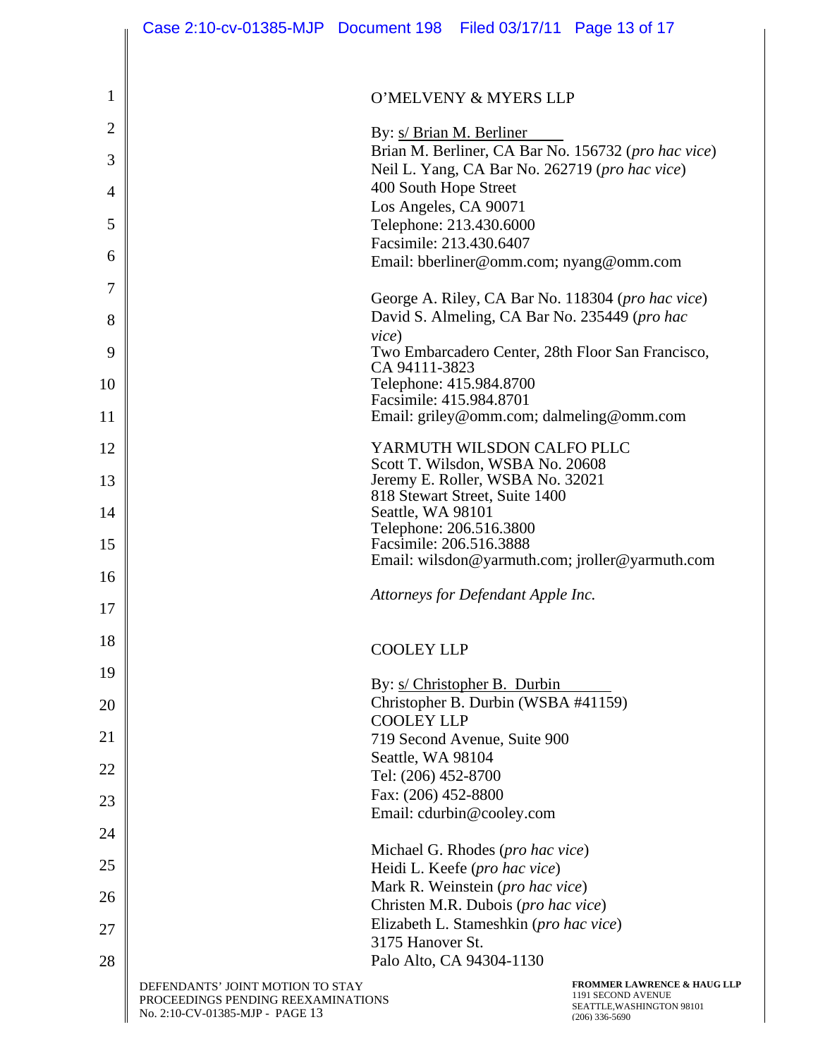O'MELVENY & MYERS LLP

By: s/ Brian M. Berliner
Brian M. Berliner, CA Bar No. 156732 (*pro hac vice*)
Neil L. Yang, CA Bar No. 262719 (*pro hac vice*)
400 South Hope Street
Los Angeles, CA 90071
Telephone: 213.430.6000
Facsimile: 213.430.6407
Email: bberliner@omm.com; nyang@omm.com

George A. Riley, CA Bar No. 118304 (*pro hac vice*)
David S. Almeling, CA Bar No. 235449 (*pro hac vice*)
Two Embarcadero Center, 28th Floor San Francisco, CA 94111-3823
Telephone: 415.984.8700
Facsimile: 415.984.8701
Email: griley@omm.com; dalmeling@omm.com

YARMUTH WILSDON CALFO PLLC
Scott T. Wilsdon, WSBA No. 20608
Jeremy E. Roller, WSBA No. 32021
818 Stewart Street, Suite 1400
Seattle, WA 98101
Telephone: 206.516.3800
Facsimile: 206.516.3888
Email: wilsdon@yarmuth.com; jroller@yarmuth.com

*Attorneys for Defendant Apple Inc.*

COOLEY LLP

By: s/ Christopher B. Durbin
Christopher B. Durbin (WSBA #41159)
COOLEY LLP
719 Second Avenue, Suite 900
Seattle, WA 98104
Tel: (206) 452-8700
Fax: (206) 452-8800
Email: cdurbin@cooley.com

Michael G. Rhodes (*pro hac vice*)
Heidi L. Keefe (*pro hac vice*)
Mark R. Weinstein (*pro hac vice*)
Christen M.R. Dubois (*pro hac vice*)
Elizabeth L. Stameshkin (*pro hac vice*)
3175 Hanover St.
Palo Alto, CA 94304-1130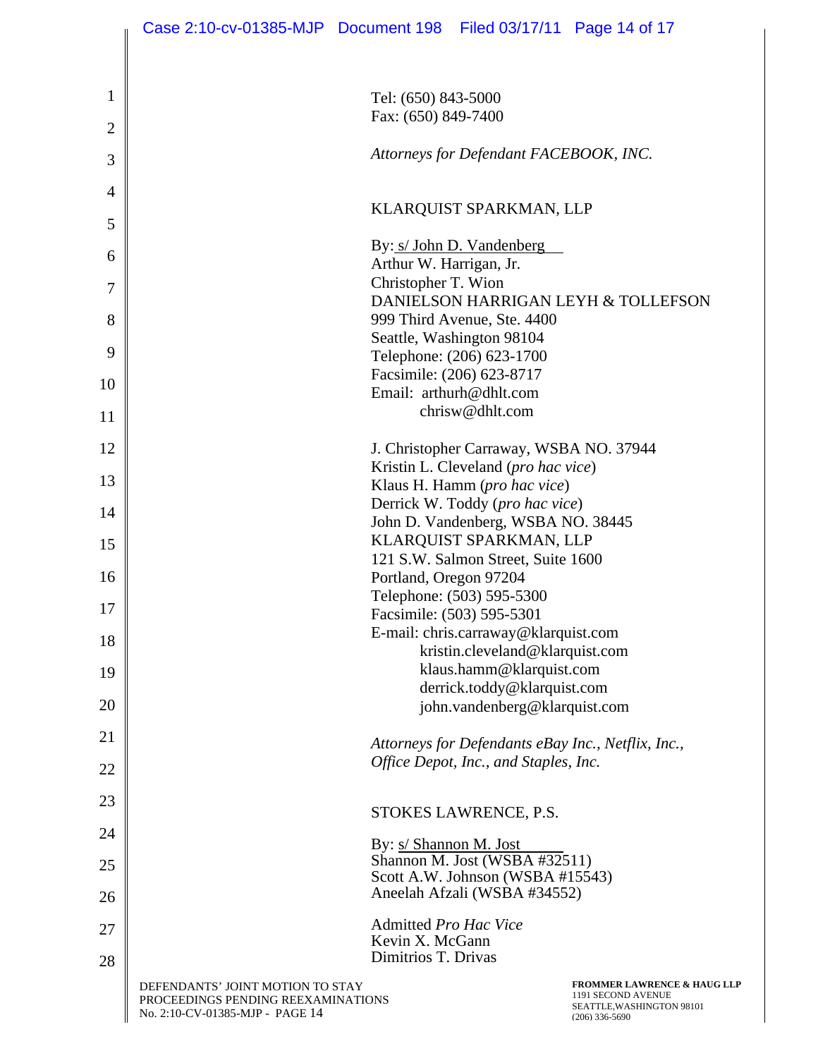Tel: (650) 843-5000
Fax: (650) 849-7400

*Attorneys for Defendant FACEBOOK, INC.*

KLARQUIST SPARKMAN, LLP

By: s/ John D. Vandenberg
Arthur W. Harrigan, Jr.
Christopher T. Wion
DANIELSON HARRIGAN LEYH & TOLLEFSON
999 Third Avenue, Ste. 4400
Seattle, Washington 98104
Telephone: (206) 623-1700
Facsimile: (206) 623-8717
Email: arthurh@dhlt.com
chrisw@dhlt.com

J. Christopher Carraway, WSBA NO. 37944
Kristin L. Cleveland (*pro hac vice*)
Klaus H. Hamm (*pro hac vice*)
Derrick W. Toddy (*pro hac vice*)
John D. Vandenberg, WSBA NO. 38445
KLARQUIST SPARKMAN, LLP
121 S.W. Salmon Street, Suite 1600
Portland, Oregon 97204
Telephone: (503) 595-5300
Facsimile: (503) 595-5301
E-mail: chris.carraway@klarquist.com
kristin.cleveland@klarquist.com
klaus.hamm@klarquist.com
derrick.toddy@klarquist.com
john.vandenberg@klarquist.com

*Attorneys for Defendants eBay Inc., Netflix, Inc., Office Depot, Inc., and Staples, Inc.*

STOKES LAWRENCE, P.S.

By: s/ Shannon M. Jost
Shannon M. Jost (WSBA #32511)
Scott A.W. Johnson (WSBA #15543)
Aneelah Afzali (WSBA #34552)

Admitted *Pro Hac Vice*
Kevin X. McGann
Dimitrios T. Drivas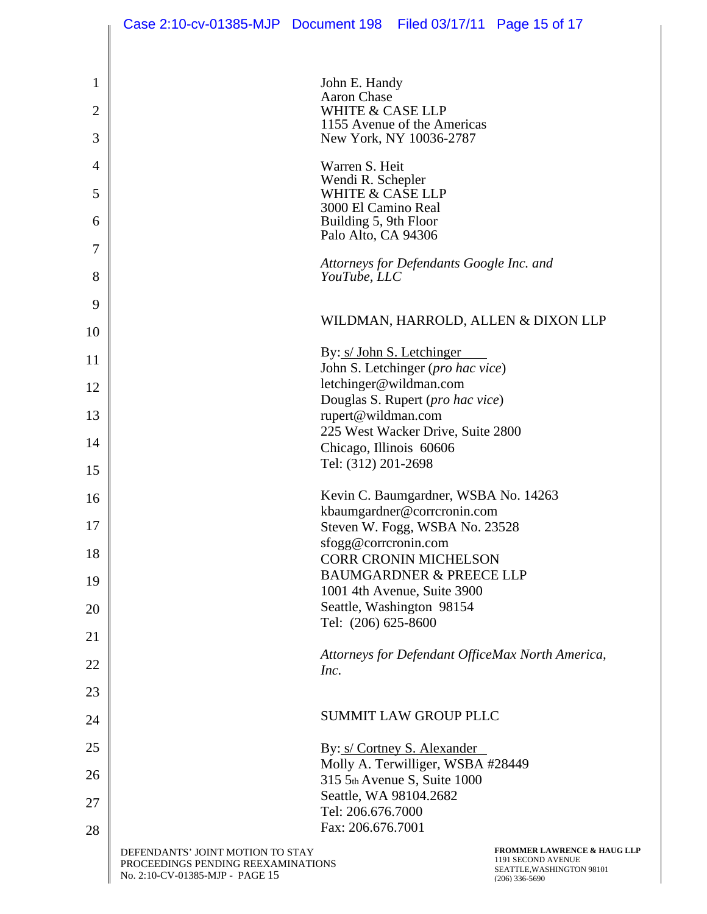John E. Handy
Aaron Chase
WHITE & CASE LLP
1155 Avenue of the Americas
New York, NY 10036-2787

Warren S. Heit
Wendi R. Schepler
WHITE & CASE LLP
3000 El Camino Real
Building 5, 9th Floor
Palo Alto, CA 94306

*Attorneys for Defendants Google Inc. and YouTube, LLC*

WILDMAN, HARROLD, ALLEN & DIXON LLP

By: s/ John S. Letchinger
John S. Letchinger (*pro hac vice*)
letchinger@wildman.com
Douglas S. Rupert (*pro hac vice*)
rupert@wildman.com
225 West Wacker Drive, Suite 2800
Chicago, Illinois 60606
Tel: (312) 201-2698

Kevin C. Baumgardner, WSBA No. 14263
kbaumgardner@corrcronin.com
Steven W. Fogg, WSBA No. 23528
sfogg@corrcronin.com
CORR CRONIN MICHELSON
BAUMGARDNER & PREECE LLP
1001 4th Avenue, Suite 3900
Seattle, Washington 98154
Tel: (206) 625-8600

*Attorneys for Defendant OfficeMax North America, Inc.*

SUMMIT LAW GROUP PLLC

By: s/ Cortney S. Alexander
Molly A. Terwilliger, WSBA #28449
315 5th Avenue S, Suite 1000
Seattle, WA 98104.2682
Tel: 206.676.7000
Fax: 206.676.7001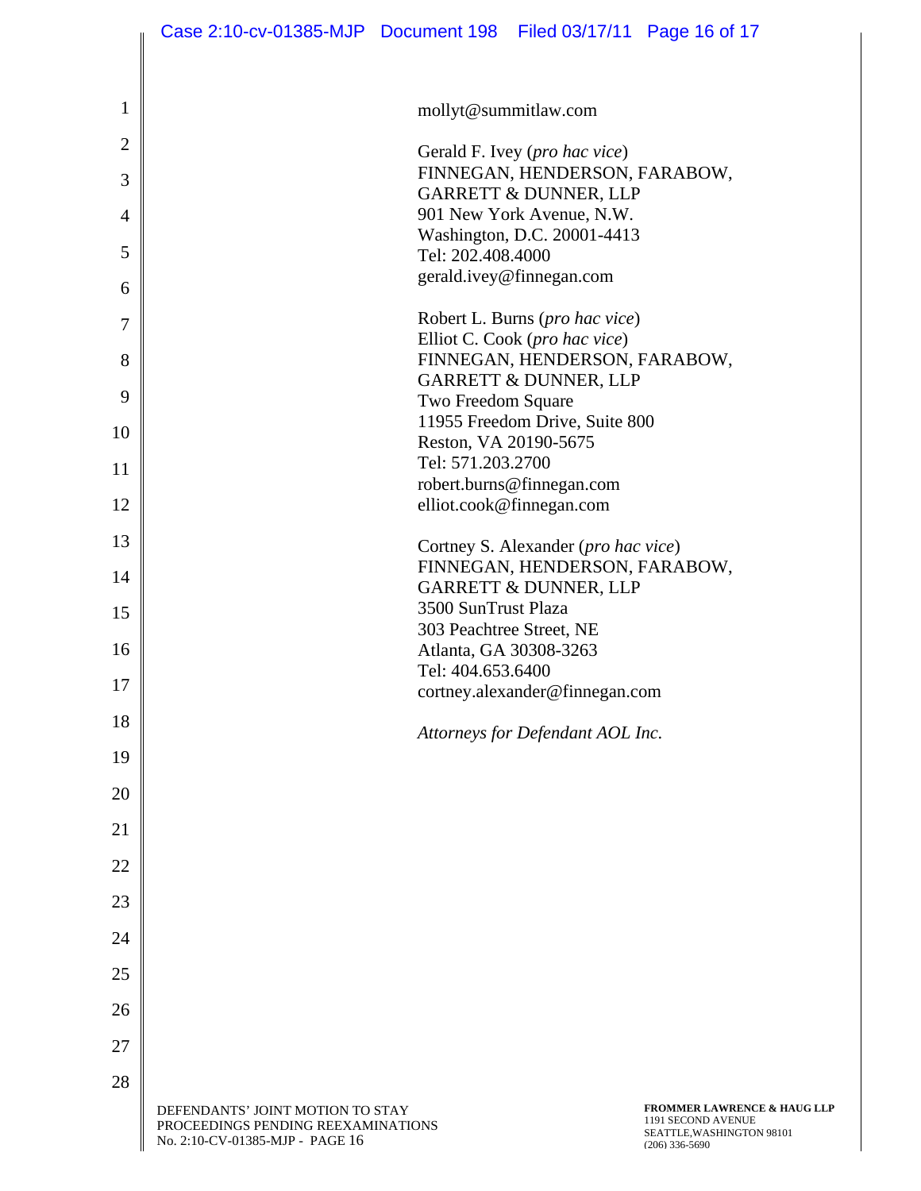mollyt@summitlaw.com

Gerald F. Ivey (*pro hac vice*)
FINNEGAN, HENDERSON, FARABOW,
GARRETT & DUNNER, LLP
901 New York Avenue, N.W.
Washington, D.C. 20001-4413
Tel: 202.408.4000
gerald.ivey@finnegan.com

Robert L. Burns (*pro hac vice*)
Elliot C. Cook (*pro hac vice*)
FINNEGAN, HENDERSON, FARABOW,
GARRETT & DUNNER, LLP
Two Freedom Square
11955 Freedom Drive, Suite 800
Reston, VA 20190-5675
Tel: 571.203.2700
robert.burns@finnegan.com
elliot.cook@finnegan.com

Cortney S. Alexander (*pro hac vice*)
FINNEGAN, HENDERSON, FARABOW,
GARRETT & DUNNER, LLP
3500 SunTrust Plaza
303 Peachtree Street, NE
Atlanta, GA 30308-3263
Tel: 404.653.6400
cortney.alexander@finnegan.com

*Attorneys for Defendant AOL Inc.*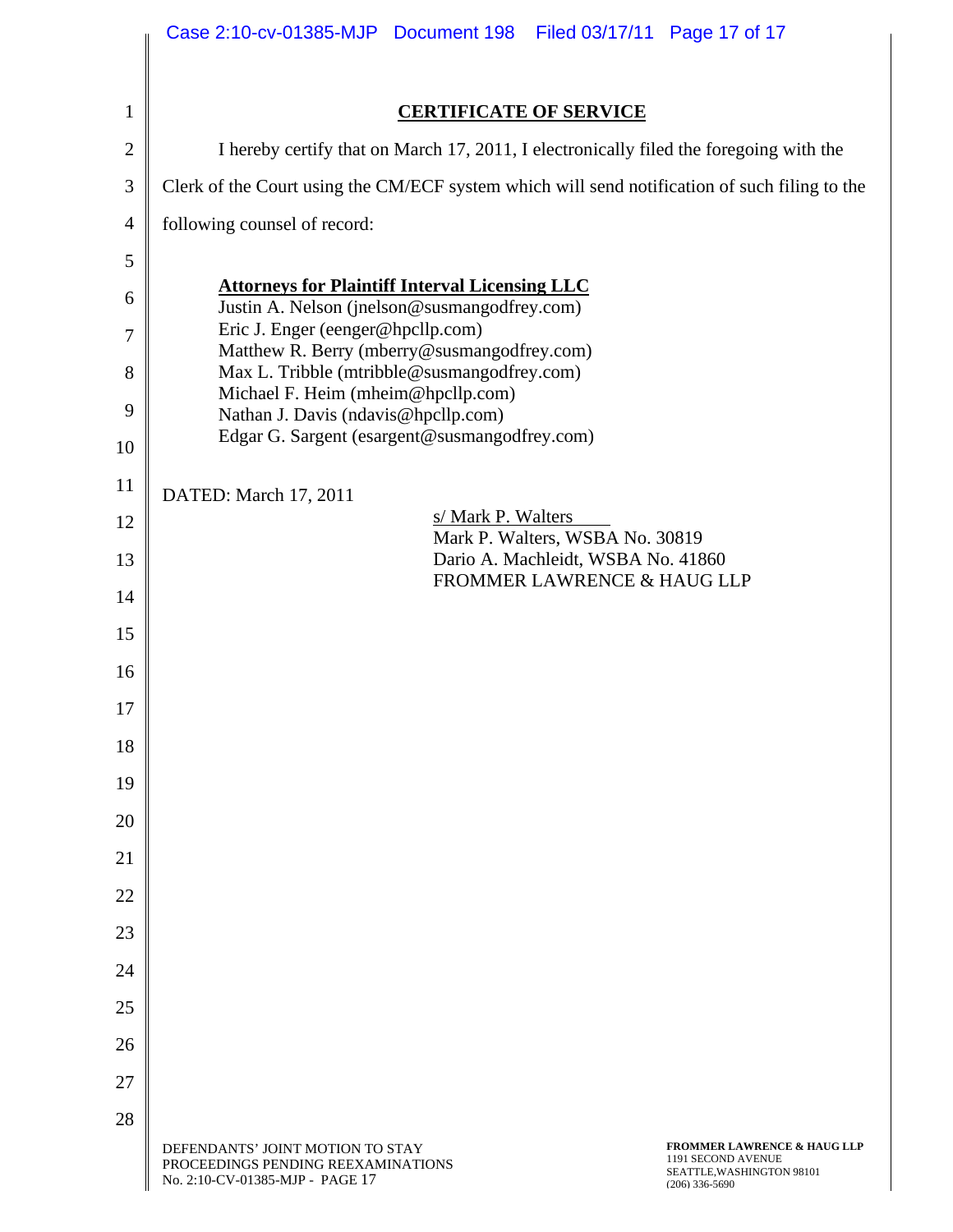**CERTIFICATE OF SERVICE**

I hereby certify that on March 17, 2011, I electronically filed the foregoing with the Clerk of the Court using the CM/ECF system which will send notification of such filing to the following counsel of record:

**Attorneys for Plaintiff Interval Licensing LLC**
Justin A. Nelson (jnelson@susmangodfrey.com)
Eric J. Enger (eenger@hpcllp.com)
Matthew R. Berry (mberry@susmangodfrey.com)
Max L. Tribble (mtribble@susmangodfrey.com)
Michael F. Heim (mheim@hpcllp.com)
Nathan J. Davis (ndavis@hpcllp.com)
Edgar G. Sargent (esargent@susmangodfrey.com)

DATED: March 17, 2011

s/ Mark P. Walters
Mark P. Walters, WSBA No. 30819
Dario A. Machleidt, WSBA No. 41860
FROMMER LAWRENCE & HAUG LLP